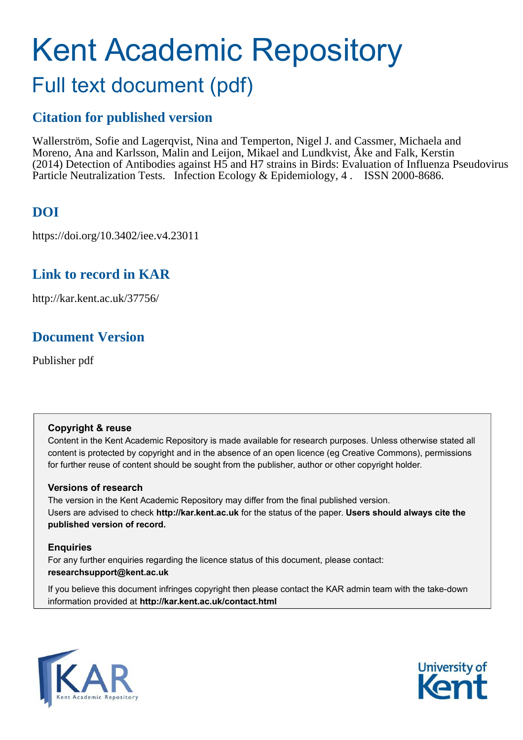# Kent Academic Repository

## Full text document (pdf)

## Citation for published version

Wallerström, Sofie and Lagerqvist, Nina and Temperton, Nigel J. and Cassmer, Michaela and Moreno, Ana and Karlsson, Malin and Leijon, Mikael and Lundkvist, Åke and Falk, Kerstin (2014) Detection of Antibodies against H5 and H7 strains in Birds: Evaluation of Influenza Pseudovirus Particle Neutralization Tests. Infection Ecology & Epidemiology, 4 . ISSN 2000-8686.

## DOI

https://doi.org/10.3402/iee.v4.23011

## Link to record in KAR

http://kar.kent.ac.uk/37756/

## Document Version

Publisher pdf

**Copyright & reuse**

Content in the Kent Academic Repository is made available for research purposes. Unless otherwise stated all content is protected by copyright and in the absence of an open licence (eg Creative Commons), permissions for further reuse of content should be sought from the publisher, author or other copyright holder.

**Versions of research**

The version in the Kent Academic Repository may differ from the final published version. Users are advised to check **http://kar.kent.ac.uk** for the status of the paper. **Users should always cite the published version of record.**

**Enquiries**

For any further enquiries regarding the licence status of this document, please contact: **researchsupport@kent.ac.uk**

If you believe this document infringes copyright then please contact the KAR admin team with the take-down information provided at **http://kar.kent.ac.uk/contact.html**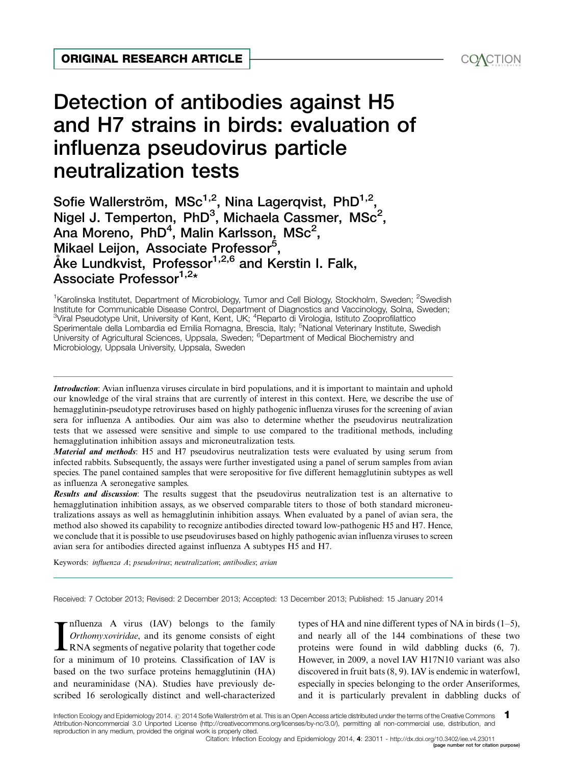ORIGINAL RESEARCH ARTICLE

# Detection of antibodies against H5 and H7 strains in birds: evaluation of influenza pseudovirus particle neutralization tests

Sofie Wallerström, MSc[1,2], Nina Lagerqvist, PhD[1,2], Nigel J. Temperton, PhD[3], Michaela Cassmer, MSc[2], Ana Moreno, PhD[4], Malin Karlsson, MSc[2], Mikael Leijon, Associate Professor[5], Åke Lundkvist, Professor[1,2,6] and Kerstin I. Falk, Associate Professor[1,2]*

[1]Karolinska Institutet, Department of Microbiology, Tumor and Cell Biology, Stockholm, Sweden; [2]Swedish Institute for Communicable Disease Control, Department of Diagnostics and Vaccinology, Solna, Sweden; [3]Viral Pseudotype Unit, University of Kent, Kent, UK; [4]Reparto di Virologia, Istituto Zooprofilattico Sperimentale della Lombardia ed Emilia Romagna, Brescia, Italy; [5]National Veterinary Institute, Swedish University of Agricultural Sciences, Uppsala, Sweden; [6]Department of Medical Biochemistry and Microbiology, Uppsala University, Uppsala, Sweden

***Introduction***: Avian influenza viruses circulate in bird populations, and it is important to maintain and uphold our knowledge of the viral strains that are currently of interest in this context. Here, we describe the use of hemagglutinin-pseudotype retroviruses based on highly pathogenic influenza viruses for the screening of avian sera for influenza A antibodies. Our aim was also to determine whether the pseudovirus neutralization tests that we assessed were sensitive and simple to use compared to the traditional methods, including hemagglutination inhibition assays and microneutralization tests.

***Material and methods***: H5 and H7 pseudovirus neutralization tests were evaluated by using serum from infected rabbits. Subsequently, the assays were further investigated using a panel of serum samples from avian species. The panel contained samples that were seropositive for five different hemagglutinin subtypes as well as influenza A seronegative samples.

***Results and discussion***: The results suggest that the pseudovirus neutralization test is an alternative to hemagglutination inhibition assays, as we observed comparable titers to those of both standard microneutralizations assays as well as hemagglutinin inhibition assays. When evaluated by a panel of avian sera, the method also showed its capability to recognize antibodies directed toward low-pathogenic H5 and H7. Hence, we conclude that it is possible to use pseudoviruses based on highly pathogenic avian influenza viruses to screen avian sera for antibodies directed against influenza A subtypes H5 and H7.

Keywords: *influenza A*; *pseudovirus*; *neutralization*; *antibodies*; *avian*

Received: 7 October 2013; Revised: 2 December 2013; Accepted: 13 December 2013; Published: 15 January 2014

Influenza A virus (IAV) belongs to the family *Orthomyxoviridae*, and its genome consists of eight RNA segments of negative polarity that together code for a minimum of 10 proteins. Classification of IAV is based on the two surface proteins hemagglutinin (HA) and neuraminidase (NA). Studies have previously described 16 serologically distinct and well-characterized types of HA and nine different types of NA in birds (1–5), and nearly all of the 144 combinations of these two proteins were found in wild dabbling ducks (6, 7). However, in 2009, a novel IAV H17N10 variant was also discovered in fruit bats (8, 9). IAV is endemic in waterfowl, especially in species belonging to the order Anseriformes, and it is particularly prevalent in dabbling ducks of

Infection Ecology and Epidemiology 2014. © 2014 Sofie Wallerström et al. This is an Open Access article distributed under the terms of the Creative Commons Attribution-Noncommercial 3.0 Unported License (http://creativecommons.org/licenses/by-nc/3.0/), permitting all non-commercial use, distribution, and reproduction in any medium, provided the original work is properly cited.

Citation: Infection Ecology and Epidemiology 2014, 4: 23011 - http://dx.doi.org/10.3402/iee.v4.23011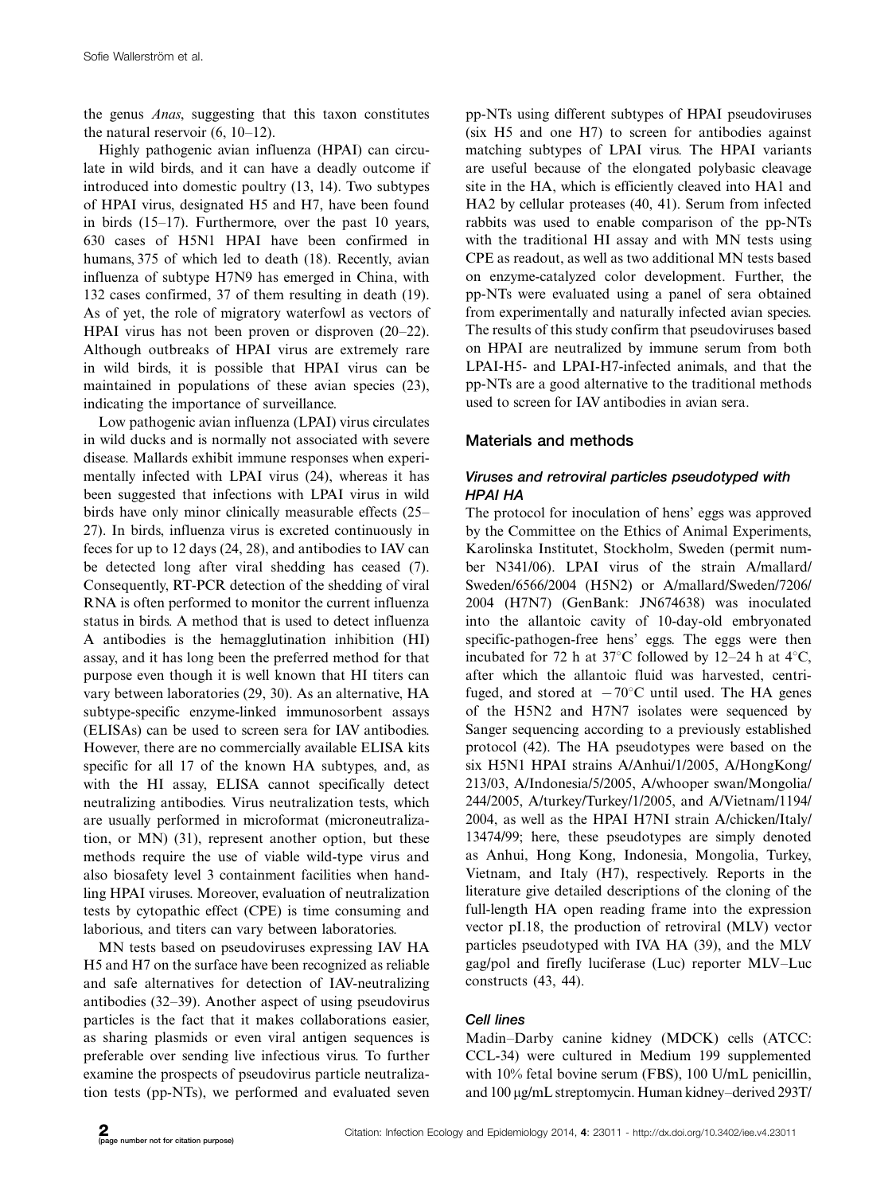the genus *Anas*, suggesting that this taxon constitutes the natural reservoir (6, 10–12).

Highly pathogenic avian influenza (HPAI) can circulate in wild birds, and it can have a deadly outcome if introduced into domestic poultry (13, 14). Two subtypes of HPAI virus, designated H5 and H7, have been found in birds (15–17). Furthermore, over the past 10 years, 630 cases of H5N1 HPAI have been confirmed in humans, 375 of which led to death (18). Recently, avian influenza of subtype H7N9 has emerged in China, with 132 cases confirmed, 37 of them resulting in death (19). As of yet, the role of migratory waterfowl as vectors of HPAI virus has not been proven or disproven (20–22). Although outbreaks of HPAI virus are extremely rare in wild birds, it is possible that HPAI virus can be maintained in populations of these avian species (23), indicating the importance of surveillance.

Low pathogenic avian influenza (LPAI) virus circulates in wild ducks and is normally not associated with severe disease. Mallards exhibit immune responses when experimentally infected with LPAI virus (24), whereas it has been suggested that infections with LPAI virus in wild birds have only minor clinically measurable effects (25–27). In birds, influenza virus is excreted continuously in feces for up to 12 days (24, 28), and antibodies to IAV can be detected long after viral shedding has ceased (7). Consequently, RT-PCR detection of the shedding of viral RNA is often performed to monitor the current influenza status in birds. A method that is used to detect influenza A antibodies is the hemagglutination inhibition (HI) assay, and it has long been the preferred method for that purpose even though it is well known that HI titers can vary between laboratories (29, 30). As an alternative, HA subtype-specific enzyme-linked immunosorbent assays (ELISAs) can be used to screen sera for IAV antibodies. However, there are no commercially available ELISA kits specific for all 17 of the known HA subtypes, and, as with the HI assay, ELISA cannot specifically detect neutralizing antibodies. Virus neutralization tests, which are usually performed in microformat (microneutralization, or MN) (31), represent another option, but these methods require the use of viable wild-type virus and also biosafety level 3 containment facilities when handling HPAI viruses. Moreover, evaluation of neutralization tests by cytopathic effect (CPE) is time consuming and laborious, and titers can vary between laboratories.

MN tests based on pseudoviruses expressing IAV HA H5 and H7 on the surface have been recognized as reliable and safe alternatives for detection of IAV-neutralizing antibodies (32–39). Another aspect of using pseudovirus particles is the fact that it makes collaborations easier, as sharing plasmids or even viral antigen sequences is preferable over sending live infectious virus. To further examine the prospects of pseudovirus particle neutralization tests (pp-NTs), we performed and evaluated seven pp-NTs using different subtypes of HPAI pseudoviruses (six H5 and one H7) to screen for antibodies against matching subtypes of LPAI virus. The HPAI variants are useful because of the elongated polybasic cleavage site in the HA, which is efficiently cleaved into HA1 and HA2 by cellular proteases (40, 41). Serum from infected rabbits was used to enable comparison of the pp-NTs with the traditional HI assay and with MN tests using CPE as readout, as well as two additional MN tests based on enzyme-catalyzed color development. Further, the pp-NTs were evaluated using a panel of sera obtained from experimentally and naturally infected avian species. The results of this study confirm that pseudoviruses based on HPAI are neutralized by immune serum from both LPAI-H5- and LPAI-H7-infected animals, and that the pp-NTs are a good alternative to the traditional methods used to screen for IAV antibodies in avian sera.

## Materials and methods

### *Viruses and retroviral particles pseudotyped with HPAI HA*

The protocol for inoculation of hens' eggs was approved by the Committee on the Ethics of Animal Experiments, Karolinska Institutet, Stockholm, Sweden (permit number N341/06). LPAI virus of the strain A/mallard/Sweden/6566/2004 (H5N2) or A/mallard/Sweden/7206/2004 (H7N7) (GenBank: JN674638) was inoculated into the allantoic cavity of 10-day-old embryonated specific-pathogen-free hens' eggs. The eggs were then incubated for 72 h at 37°C followed by 12–24 h at 4°C, after which the allantoic fluid was harvested, centrifuged, and stored at $-70$°C until used. The HA genes of the H5N2 and H7N7 isolates were sequenced by Sanger sequencing according to a previously established protocol (42). The HA pseudotypes were based on the six H5N1 HPAI strains A/Anhui/1/2005, A/HongKong/213/03, A/Indonesia/5/2005, A/whooper swan/Mongolia/244/2005, A/turkey/Turkey/1/2005, and A/Vietnam/1194/2004, as well as the HPAI H7NI strain A/chicken/Italy/13474/99; here, these pseudotypes are simply denoted as Anhui, Hong Kong, Indonesia, Mongolia, Turkey, Vietnam, and Italy (H7). Reports in the literature give detailed descriptions of the cloning of the full-length HA open reading frame into the expression vector pI.18, the production of retroviral (MLV) vector particles pseudotyped with IVA HA (39), and the MLV gag/pol and firefly luciferase (Luc) reporter MLV–Luc constructs (43, 44).

### *Cell lines*

Madin–Darby canine kidney (MDCK) cells (ATCC: CCL-34) were cultured in Medium 199 supplemented with 10% fetal bovine serum (FBS), 100 U/mL penicillin, and 100 μg/mL streptomycin. Human kidney–derived 293T/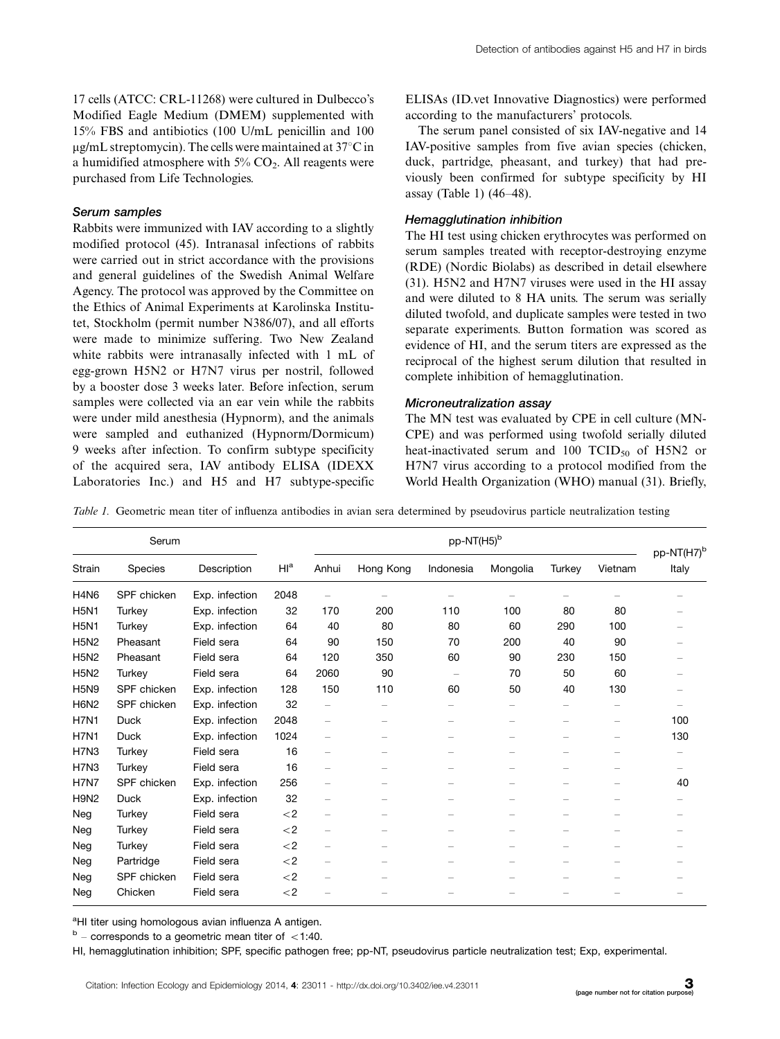17 cells (ATCC: CRL-11268) were cultured in Dulbecco's Modified Eagle Medium (DMEM) supplemented with 15% FBS and antibiotics (100 U/mL penicillin and 100 μg/mL streptomycin). The cells were maintained at 37°C in a humidified atmosphere with 5% $CO_2$. All reagents were purchased from Life Technologies.

#### Serum samples

Rabbits were immunized with IAV according to a slightly modified protocol (45). Intranasal infections of rabbits were carried out in strict accordance with the provisions and general guidelines of the Swedish Animal Welfare Agency. The protocol was approved by the Committee on the Ethics of Animal Experiments at Karolinska Institutet, Stockholm (permit number N386/07), and all efforts were made to minimize suffering. Two New Zealand white rabbits were intranasally infected with 1 mL of egg-grown H5N2 or H7N7 virus per nostril, followed by a booster dose 3 weeks later. Before infection, serum samples were collected via an ear vein while the rabbits were under mild anesthesia (Hypnorm), and the animals were sampled and euthanized (Hypnorm/Dormicum) 9 weeks after infection. To confirm subtype specificity of the acquired sera, IAV antibody ELISA (IDEXX Laboratories Inc.) and H5 and H7 subtype-specific ELISAs (ID.vet Innovative Diagnostics) were performed according to the manufacturers' protocols.

The serum panel consisted of six IAV-negative and 14 IAV-positive samples from five avian species (chicken, duck, partridge, pheasant, and turkey) that had previously been confirmed for subtype specificity by HI assay (Table 1) (46–48).

#### Hemagglutination inhibition

The HI test using chicken erythrocytes was performed on serum samples treated with receptor-destroying enzyme (RDE) (Nordic Biolabs) as described in detail elsewhere (31). H5N2 and H7N7 viruses were used in the HI assay and were diluted to 8 HA units. The serum was serially diluted twofold, and duplicate samples were tested in two separate experiments. Button formation was scored as evidence of HI, and the serum titers are expressed as the reciprocal of the highest serum dilution that resulted in complete inhibition of hemagglutination.

#### Microneutralization assay

The MN test was evaluated by CPE in cell culture (MN-CPE) and was performed using twofold serially diluted heat-inactivated serum and 100 $TCID_{50}$ of H5N2 or H7N7 virus according to a protocol modified from the World Health Organization (WHO) manual (31). Briefly,

*Table 1.* Geometric mean titer of influenza antibodies in avian sera determined by pseudovirus particle neutralization testing

| Serum | | | | pp-NT(H5)[b] | | | | | | pp-NT(H7)[b] |
|---|---|---|---|---|---|---|---|---|---|---|
| Strain | Species | Description | HI[a] | Anhui | Hong Kong | Indonesia | Mongolia | Turkey | Vietnam | Italy |
| H4N6 | SPF chicken | Exp. infection | 2048 | – | – | – | – | – | – | – |
| H5N1 | Turkey | Exp. infection | 32 | 170 | 200 | 110 | 100 | 80 | 80 | – |
| H5N1 | Turkey | Exp. infection | 64 | 40 | 80 | 80 | 60 | 290 | 100 | – |
| H5N2 | Pheasant | Field sera | 64 | 90 | 150 | 70 | 200 | 40 | 90 | – |
| H5N2 | Pheasant | Field sera | 64 | 120 | 350 | 60 | 90 | 230 | 150 | – |
| H5N2 | Turkey | Field sera | 64 | 2060 | 90 | – | 70 | 50 | 60 | – |
| H5N9 | SPF chicken | Exp. infection | 128 | 150 | 110 | 60 | 50 | 40 | 130 | – |
| H6N2 | SPF chicken | Exp. infection | 32 | – | – | – | – | – | – | – |
| H7N1 | Duck | Exp. infection | 2048 | – | – | – | – | – | – | 100 |
| H7N1 | Duck | Exp. infection | 1024 | – | – | – | – | – | – | 130 |
| H7N3 | Turkey | Field sera | 16 | – | – | – | – | – | – | – |
| H7N3 | Turkey | Field sera | 16 | – | – | – | – | – | – | – |
| H7N7 | SPF chicken | Exp. infection | 256 | – | – | – | – | – | – | 40 |
| H9N2 | Duck | Exp. infection | 32 | – | – | – | – | – | – | – |
| Neg | Turkey | Field sera | <2 | – | – | – | – | – | – | – |
| Neg | Turkey | Field sera | <2 | – | – | – | – | – | – | – |
| Neg | Turkey | Field sera | <2 | – | – | – | – | – | – | – |
| Neg | Partridge | Field sera | <2 | – | – | – | – | – | – | – |
| Neg | SPF chicken | Field sera | <2 | – | – | – | – | – | – | – |
| Neg | Chicken | Field sera | <2 | – | – | – | – | – | – | – |

[a]HI titer using homologous avian influenza A antigen.

[b] – corresponds to a geometric mean titer of <1:40.

HI, hemagglutination inhibition; SPF, specific pathogen free; pp-NT, pseudovirus particle neutralization test; Exp, experimental.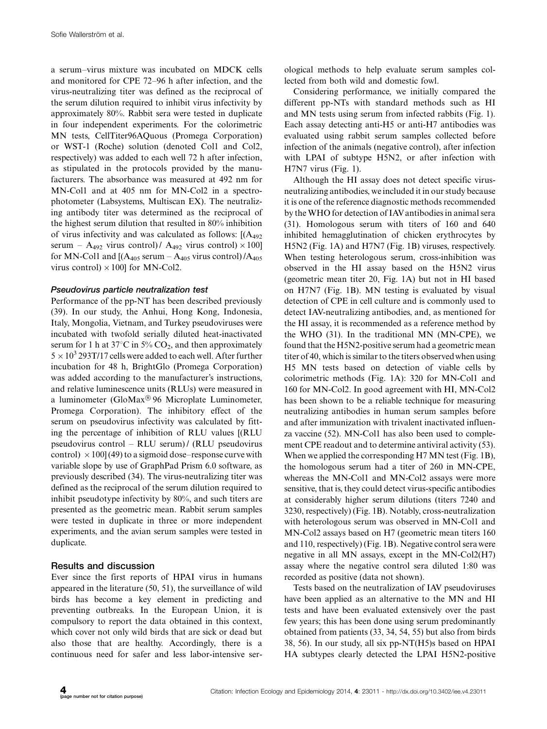a serum–virus mixture was incubated on MDCK cells and monitored for CPE 72–96 h after infection, and the virus-neutralizing titer was defined as the reciprocal of the serum dilution required to inhibit virus infectivity by approximately 80%. Rabbit sera were tested in duplicate in four independent experiments. For the colorimetric MN tests, CellTiter96AQuous (Promega Corporation) or WST-1 (Roche) solution (denoted Col1 and Col2, respectively) was added to each well 72 h after infection, as stipulated in the protocols provided by the manufacturers. The absorbance was measured at 492 nm for MN-Col1 and at 405 nm for MN-Col2 in a spectrophotometer (Labsystems, Multiscan EX). The neutralizing antibody titer was determined as the reciprocal of the highest serum dilution that resulted in 80% inhibition of virus infectivity and was calculated as follows: $[(A_{492}$ serum – $A_{492}$ virus control)/ $A_{492}$ virus control) $\times 100]$ for MN-Col1 and $[(A_{405}$ serum – $A_{405}$ virus control) /$A_{405}$ virus control) $\times 100]$ for MN-Col2.

### Pseudovirus particle neutralization test

Performance of the pp-NT has been described previously (39). In our study, the Anhui, Hong Kong, Indonesia, Italy, Mongolia, Vietnam, and Turkey pseudoviruses were incubated with twofold serially diluted heat-inactivated serum for 1 h at 37°C in 5% $CO_2$, and then approximately $5 \times 10^3$ 293T/17 cells were added to each well. After further incubation for 48 h, BrightGlo (Promega Corporation) was added according to the manufacturer's instructions, and relative luminescence units (RLUs) were measured in a luminometer (GloMax® 96 Microplate Luminometer, Promega Corporation). The inhibitory effect of the serum on pseudovirus infectivity was calculated by fitting the percentage of inhibition of RLU values [(RLU pseudovirus control – RLU serum) / (RLU pseudovirus control) $\times 100$] (49) to a sigmoid dose–response curve with variable slope by use of GraphPad Prism 6.0 software, as previously described (34). The virus-neutralizing titer was defined as the reciprocal of the serum dilution required to inhibit pseudotype infectivity by 80%, and such titers are presented as the geometric mean. Rabbit serum samples were tested in duplicate in three or more independent experiments, and the avian serum samples were tested in duplicate.

## Results and discussion

Ever since the first reports of HPAI virus in humans appeared in the literature (50, 51), the surveillance of wild birds has become a key element in predicting and preventing outbreaks. In the European Union, it is compulsory to report the data obtained in this context, which cover not only wild birds that are sick or dead but also those that are healthy. Accordingly, there is a continuous need for safer and less labor-intensive serological methods to help evaluate serum samples collected from both wild and domestic fowl.

Considering performance, we initially compared the different pp-NTs with standard methods such as HI and MN tests using serum from infected rabbits (Fig. 1). Each assay detecting anti-H5 or anti-H7 antibodies was evaluated using rabbit serum samples collected before infection of the animals (negative control), after infection with LPAI of subtype H5N2, or after infection with H7N7 virus (Fig. 1).

Although the HI assay does not detect specific virus-neutralizing antibodies, we included it in our study because it is one of the reference diagnostic methods recommended by the WHO for detection of IAV antibodies in animal sera (31). Homologous serum with titers of 160 and 640 inhibited hemagglutination of chicken erythrocytes by H5N2 (Fig. 1A) and H7N7 (Fig. 1B) viruses, respectively. When testing heterologous serum, cross-inhibition was observed in the HI assay based on the H5N2 virus (geometric mean titer 20, Fig. 1A) but not in HI based on H7N7 (Fig. 1B). MN testing is evaluated by visual detection of CPE in cell culture and is commonly used to detect IAV-neutralizing antibodies, and, as mentioned for the HI assay, it is recommended as a reference method by the WHO (31). In the traditional MN (MN-CPE), we found that the H5N2-positive serum had a geometric mean titer of 40, which is similar to the titers observed when using H5 MN tests based on detection of viable cells by colorimetric methods (Fig. 1A): 320 for MN-Col1 and 160 for MN-Col2. In good agreement with HI, MN-Col2 has been shown to be a reliable technique for measuring neutralizing antibodies in human serum samples before and after immunization with trivalent inactivated influenza vaccine (52). MN-Col1 has also been used to complement CPE readout and to determine antiviral activity (53). When we applied the corresponding H7 MN test (Fig. 1B), the homologous serum had a titer of 260 in MN-CPE, whereas the MN-Col1 and MN-Col2 assays were more sensitive, that is, they could detect virus-specific antibodies at considerably higher serum dilutions (titers 7240 and 3230, respectively) (Fig. 1B). Notably, cross-neutralization with heterologous serum was observed in MN-Col1 and MN-Col2 assays based on H7 (geometric mean titers 160 and 110, respectively) (Fig. 1B). Negative control sera were negative in all MN assays, except in the MN-Col2(H7) assay where the negative control sera diluted 1:80 was recorded as positive (data not shown).

Tests based on the neutralization of IAV pseudoviruses have been applied as an alternative to the MN and HI tests and have been evaluated extensively over the past few years; this has been done using serum predominantly obtained from patients (33, 34, 54, 55) but also from birds 38, 56). In our study, all six pp-NT(H5)s based on HPAI HA subtypes clearly detected the LPAI H5N2-positive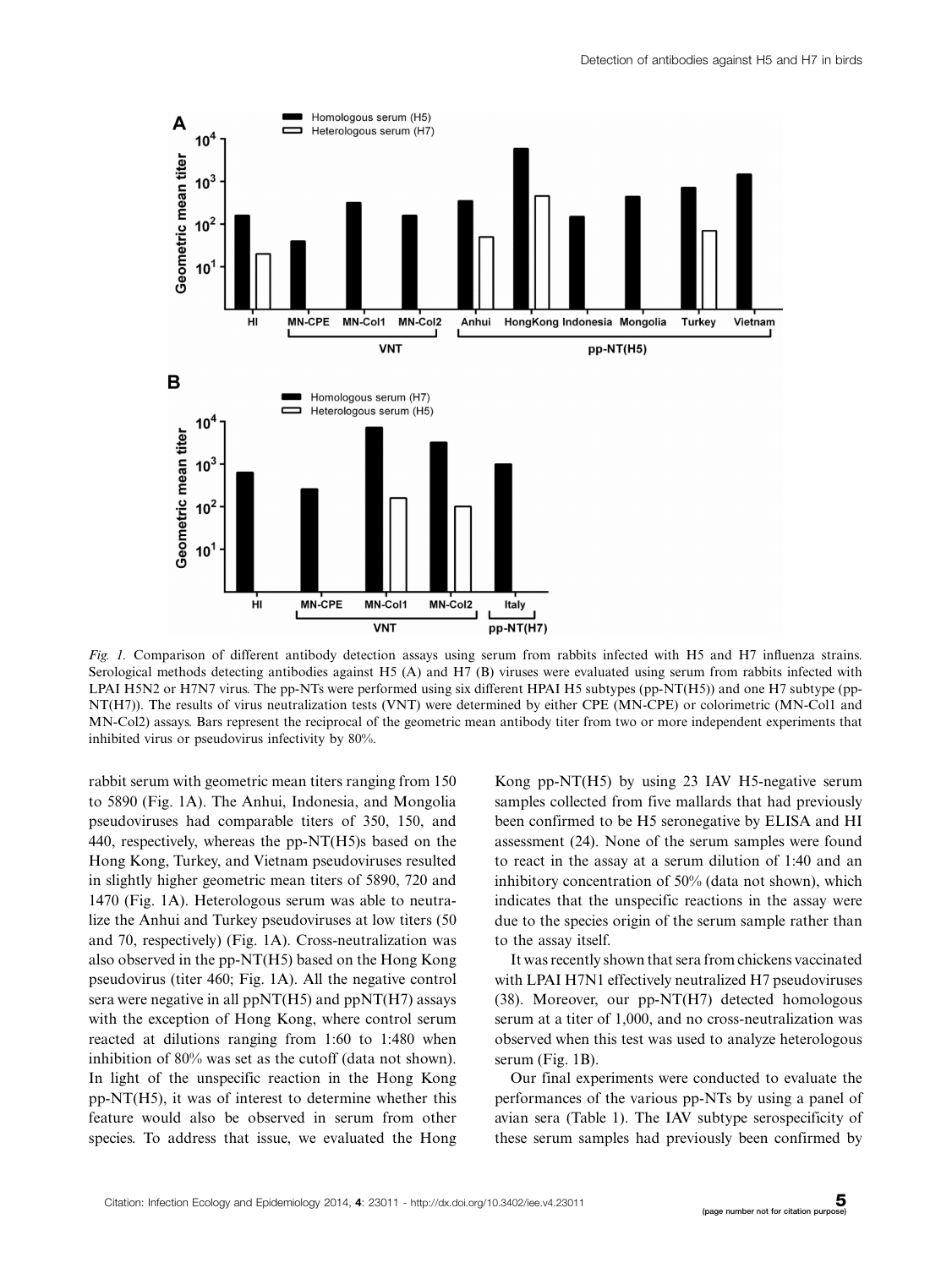*Fig. 1.* Comparison of different antibody detection assays using serum from rabbits infected with H5 and H7 influenza strains. Serological methods detecting antibodies against H5 (A) and H7 (B) viruses were evaluated using serum from rabbits infected with LPAI H5N2 or H7N7 virus. The pp-NTs were performed using six different HPAI H5 subtypes (pp-NT(H5)) and one H7 subtype (pp-NT(H7)). The results of virus neutralization tests (VNT) were determined by either CPE (MN-CPE) or colorimetric (MN-Col1 and MN-Col2) assays. Bars represent the reciprocal of the geometric mean antibody titer from two or more independent experiments that inhibited virus or pseudovirus infectivity by 80%.

rabbit serum with geometric mean titers ranging from 150 to 5890 (Fig. 1A). The Anhui, Indonesia, and Mongolia pseudoviruses had comparable titers of 350, 150, and 440, respectively, whereas the pp-NT(H5)s based on the Hong Kong, Turkey, and Vietnam pseudoviruses resulted in slightly higher geometric mean titers of 5890, 720 and 1470 (Fig. 1A). Heterologous serum was able to neutralize the Anhui and Turkey pseudoviruses at low titers (50 and 70, respectively) (Fig. 1A). Cross-neutralization was also observed in the pp-NT(H5) based on the Hong Kong pseudovirus (titer 460; Fig. 1A). All the negative control sera were negative in all ppNT(H5) and ppNT(H7) assays with the exception of Hong Kong, where control serum reacted at dilutions ranging from 1:60 to 1:480 when inhibition of 80% was set as the cutoff (data not shown). In light of the unspecific reaction in the Hong Kong pp-NT(H5), it was of interest to determine whether this feature would also be observed in serum from other species. To address that issue, we evaluated the Hong Kong pp-NT(H5) by using 23 IAV H5-negative serum samples collected from five mallards that had previously been confirmed to be H5 seronegative by ELISA and HI assessment (24). None of the serum samples were found to react in the assay at a serum dilution of 1:40 and an inhibitory concentration of 50% (data not shown), which indicates that the unspecific reactions in the assay were due to the species origin of the serum sample rather than to the assay itself.

It was recently shown that sera from chickens vaccinated with LPAI H7N1 effectively neutralized H7 pseudoviruses (38). Moreover, our pp-NT(H7) detected homologous serum at a titer of 1,000, and no cross-neutralization was observed when this test was used to analyze heterologous serum (Fig. 1B).

Our final experiments were conducted to evaluate the performances of the various pp-NTs by using a panel of avian sera (Table 1). The IAV subtype serospecificity of these serum samples had previously been confirmed by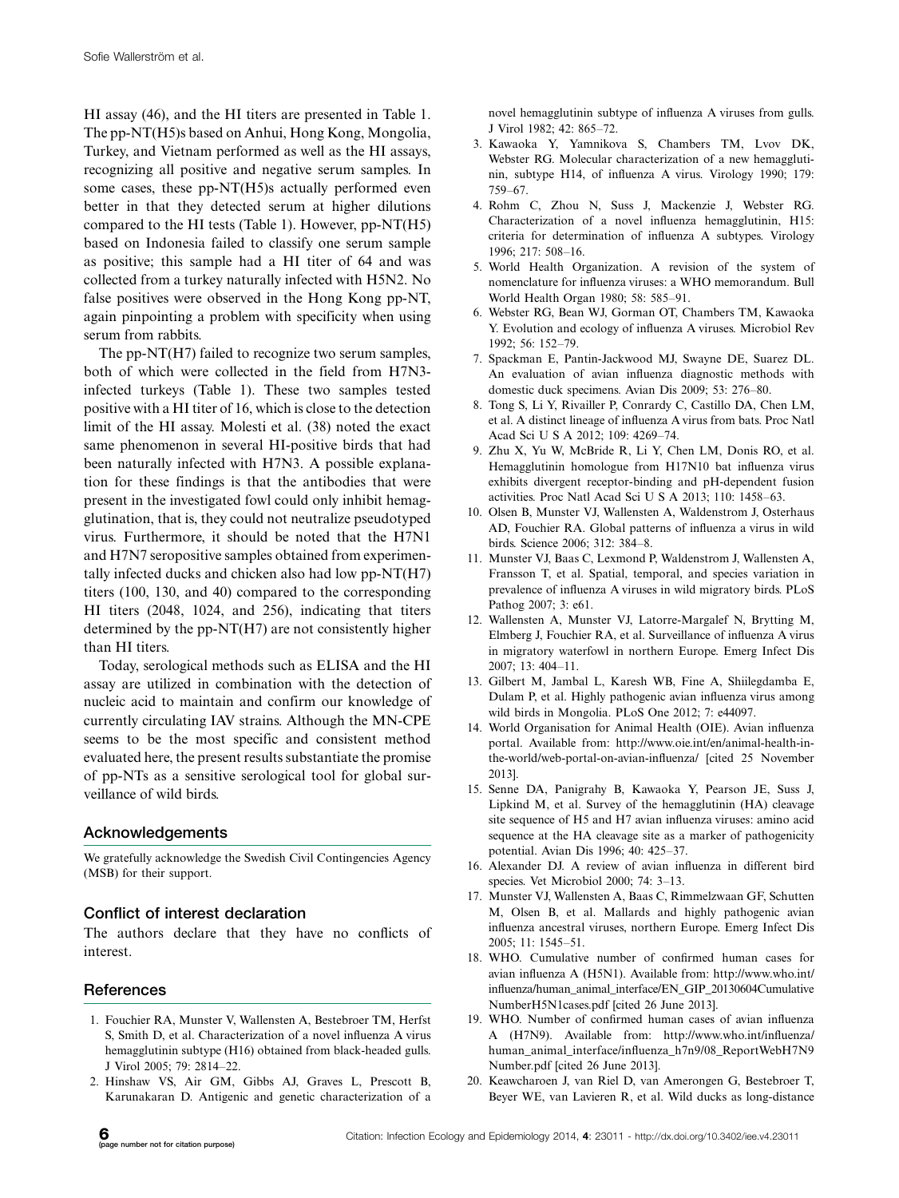HI assay (46), and the HI titers are presented in Table 1. The pp-NT(H5)s based on Anhui, Hong Kong, Mongolia, Turkey, and Vietnam performed as well as the HI assays, recognizing all positive and negative serum samples. In some cases, these pp-NT(H5)s actually performed even better in that they detected serum at higher dilutions compared to the HI tests (Table 1). However, pp-NT(H5) based on Indonesia failed to classify one serum sample as positive; this sample had a HI titer of 64 and was collected from a turkey naturally infected with H5N2. No false positives were observed in the Hong Kong pp-NT, again pinpointing a problem with specificity when using serum from rabbits.

The pp-NT(H7) failed to recognize two serum samples, both of which were collected in the field from H7N3-infected turkeys (Table 1). These two samples tested positive with a HI titer of 16, which is close to the detection limit of the HI assay. Molesti et al. (38) noted the exact same phenomenon in several HI-positive birds that had been naturally infected with H7N3. A possible explanation for these findings is that the antibodies that were present in the investigated fowl could only inhibit hemagglutination, that is, they could not neutralize pseudotyped virus. Furthermore, it should be noted that the H7N1 and H7N7 seropositive samples obtained from experimentally infected ducks and chicken also had low pp-NT(H7) titers (100, 130, and 40) compared to the corresponding HI titers (2048, 1024, and 256), indicating that titers determined by the pp-NT(H7) are not consistently higher than HI titers.

Today, serological methods such as ELISA and the HI assay are utilized in combination with the detection of nucleic acid to maintain and confirm our knowledge of currently circulating IAV strains. Although the MN-CPE seems to be the most specific and consistent method evaluated here, the present results substantiate the promise of pp-NTs as a sensitive serological tool for global surveillance of wild birds.

## Acknowledgements

We gratefully acknowledge the Swedish Civil Contingencies Agency (MSB) for their support.

## Conflict of interest declaration

The authors declare that they have no conflicts of interest.

## References

1. Fouchier RA, Munster V, Wallensten A, Bestebroer TM, Herfst S, Smith D, et al. Characterization of a novel influenza A virus hemagglutinin subtype (H16) obtained from black-headed gulls. J Virol 2005; 79: 2814–22.
2. Hinshaw VS, Air GM, Gibbs AJ, Graves L, Prescott B, Karunakaran D. Antigenic and genetic characterization of a novel hemagglutinin subtype of influenza A viruses from gulls. J Virol 1982; 42: 865–72.
3. Kawaoka Y, Yamnikova S, Chambers TM, Lvov DK, Webster RG. Molecular characterization of a new hemagglutinin, subtype H14, of influenza A virus. Virology 1990; 179: 759–67.
4. Rohm C, Zhou N, Suss J, Mackenzie J, Webster RG. Characterization of a novel influenza hemagglutinin, H15: criteria for determination of influenza A subtypes. Virology 1996; 217: 508–16.
5. World Health Organization. A revision of the system of nomenclature for influenza viruses: a WHO memorandum. Bull World Health Organ 1980; 58: 585–91.
6. Webster RG, Bean WJ, Gorman OT, Chambers TM, Kawaoka Y. Evolution and ecology of influenza A viruses. Microbiol Rev 1992; 56: 152–79.
7. Spackman E, Pantin-Jackwood MJ, Swayne DE, Suarez DL. An evaluation of avian influenza diagnostic methods with domestic duck specimens. Avian Dis 2009; 53: 276–80.
8. Tong S, Li Y, Rivailler P, Conrardy C, Castillo DA, Chen LM, et al. A distinct lineage of influenza A virus from bats. Proc Natl Acad Sci U S A 2012; 109: 4269–74.
9. Zhu X, Yu W, McBride R, Li Y, Chen LM, Donis RO, et al. Hemagglutinin homologue from H17N10 bat influenza virus exhibits divergent receptor-binding and pH-dependent fusion activities. Proc Natl Acad Sci U S A 2013; 110: 1458–63.
10. Olsen B, Munster VJ, Wallensten A, Waldenstrom J, Osterhaus AD, Fouchier RA. Global patterns of influenza a virus in wild birds. Science 2006; 312: 384–8.
11. Munster VJ, Baas C, Lexmond P, Waldenstrom J, Wallensten A, Fransson T, et al. Spatial, temporal, and species variation in prevalence of influenza A viruses in wild migratory birds. PLoS Pathog 2007; 3: e61.
12. Wallensten A, Munster VJ, Latorre-Margalef N, Brytting M, Elmberg J, Fouchier RA, et al. Surveillance of influenza A virus in migratory waterfowl in northern Europe. Emerg Infect Dis 2007; 13: 404–11.
13. Gilbert M, Jambal L, Karesh WB, Fine A, Shiilegdamba E, Dulam P, et al. Highly pathogenic avian influenza virus among wild birds in Mongolia. PLoS One 2012; 7: e44097.
14. World Organisation for Animal Health (OIE). Avian influenza portal. Available from: http://www.oie.int/en/animal-health-in-the-world/web-portal-on-avian-influenza/ [cited 25 November 2013].
15. Senne DA, Panigrahy B, Kawaoka Y, Pearson JE, Suss J, Lipkind M, et al. Survey of the hemagglutinin (HA) cleavage site sequence of H5 and H7 avian influenza viruses: amino acid sequence at the HA cleavage site as a marker of pathogenicity potential. Avian Dis 1996; 40: 425–37.
16. Alexander DJ. A review of avian influenza in different bird species. Vet Microbiol 2000; 74: 3–13.
17. Munster VJ, Wallensten A, Baas C, Rimmelzwaan GF, Schutten M, Olsen B, et al. Mallards and highly pathogenic avian influenza ancestral viruses, northern Europe. Emerg Infect Dis 2005; 11: 1545–51.
18. WHO. Cumulative number of confirmed human cases for avian influenza A (H5N1). Available from: http://www.who.int/influenza/human_animal_interface/EN_GIP_20130604CumulativeNumberH5N1cases.pdf [cited 26 June 2013].
19. WHO. Number of confirmed human cases of avian influenza A (H7N9). Available from: http://www.who.int/influenza/human_animal_interface/influenza_h7n9/08_ReportWebH7N9Number.pdf [cited 26 June 2013].
20. Keawcharoen J, van Riel D, van Amerongen G, Bestebroer T, Beyer WE, van Lavieren R, et al. Wild ducks as long-distance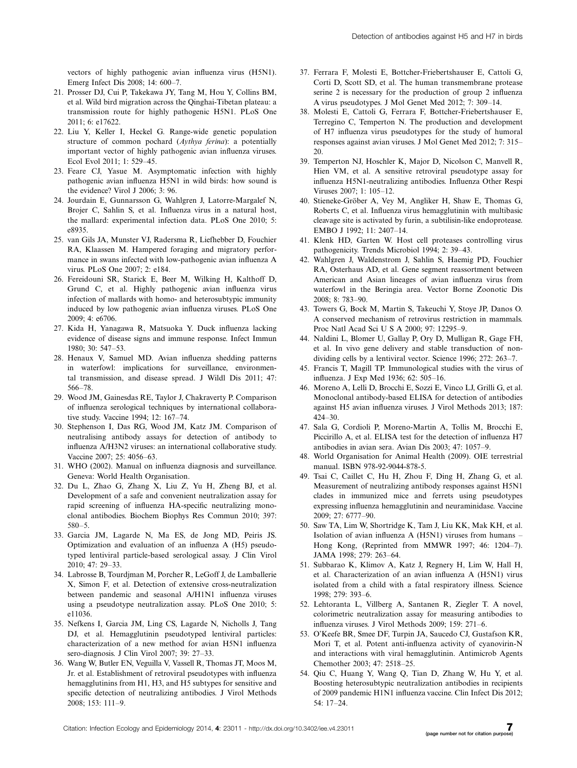vectors of highly pathogenic avian influenza virus (H5N1). Emerg Infect Dis 2008; 14: 600–7.

21. Prosser DJ, Cui P, Takekawa JY, Tang M, Hou Y, Collins BM, et al. Wild bird migration across the Qinghai-Tibetan plateau: a transmission route for highly pathogenic H5N1. PLoS One 2011; 6: e17622.
22. Liu Y, Keller I, Heckel G. Range-wide genetic population structure of common pochard (*Aythya ferina*): a potentially important vector of highly pathogenic avian influenza viruses. Ecol Evol 2011; 1: 529–45.
23. Feare CJ, Yasue M. Asymptomatic infection with highly pathogenic avian influenza H5N1 in wild birds: how sound is the evidence? Virol J 2006; 3: 96.
24. Jourdain E, Gunnarsson G, Wahlgren J, Latorre-Margalef N, Brojer C, Sahlin S, et al. Influenza virus in a natural host, the mallard: experimental infection data. PLoS One 2010; 5: e8935.
25. van Gils JA, Munster VJ, Radersma R, Liefhebber D, Fouchier RA, Klaassen M. Hampered foraging and migratory performance in swans infected with low-pathogenic avian influenza A virus. PLoS One 2007; 2: e184.
26. Fereidouni SR, Starick E, Beer M, Wilking H, Kalthoff D, Grund C, et al. Highly pathogenic avian influenza virus infection of mallards with homo- and heterosubtypic immunity induced by low pathogenic avian influenza viruses. PLoS One 2009; 4: e6706.
27. Kida H, Yanagawa R, Matsuoka Y. Duck influenza lacking evidence of disease signs and immune response. Infect Immun 1980; 30: 547–53.
28. Henaux V, Samuel MD. Avian influenza shedding patterns in waterfowl: implications for surveillance, environmental transmission, and disease spread. J Wildl Dis 2011; 47: 566–78.
29. Wood JM, Gainesdas RE, Taylor J, Chakraverty P. Comparison of influenza serological techniques by international collaborative study. Vaccine 1994; 12: 167–74.
30. Stephenson I, Das RG, Wood JM, Katz JM. Comparison of neutralising antibody assays for detection of antibody to influenza A/H3N2 viruses: an international collaborative study. Vaccine 2007; 25: 4056–63.
31. WHO (2002). Manual on influenza diagnosis and surveillance. Geneva: World Health Organisation.
32. Du L, Zhao G, Zhang X, Liu Z, Yu H, Zheng BJ, et al. Development of a safe and convenient neutralization assay for rapid screening of influenza HA-specific neutralizing monoclonal antibodies. Biochem Biophys Res Commun 2010; 397: 580–5.
33. Garcia JM, Lagarde N, Ma ES, de Jong MD, Peiris JS. Optimization and evaluation of an influenza A (H5) pseudotyped lentiviral particle-based serological assay. J Clin Virol 2010; 47: 29–33.
34. Labrosse B, Tourdjman M, Porcher R, LeGoff J, de Lamballerie X, Simon F, et al. Detection of extensive cross-neutralization between pandemic and seasonal A/H1N1 influenza viruses using a pseudotype neutralization assay. PLoS One 2010; 5: e11036.
35. Nefkens I, Garcia JM, Ling CS, Lagarde N, Nicholls J, Tang DJ, et al. Hemagglutinin pseudotyped lentiviral particles: characterization of a new method for avian H5N1 influenza sero-diagnosis. J Clin Virol 2007; 39: 27–33.
36. Wang W, Butler EN, Veguilla V, Vassell R, Thomas JT, Moos M, Jr. et al. Establishment of retroviral pseudotypes with influenza hemagglutinins from H1, H3, and H5 subtypes for sensitive and specific detection of neutralizing antibodies. J Virol Methods 2008; 153: 111–9.
37. Ferrara F, Molesti E, Bottcher-Friebertshauser E, Cattoli G, Corti D, Scott SD, et al. The human transmembrane protease serine 2 is necessary for the production of group 2 influenza A virus pseudotypes. J Mol Genet Med 2012; 7: 309–14.
38. Molesti E, Cattoli G, Ferrara F, Bottcher-Friebertshauser E, Terregino C, Temperton N. The production and development of H7 influenza virus pseudotypes for the study of humoral responses against avian viruses. J Mol Genet Med 2012; 7: 315–20.
39. Temperton NJ, Hoschler K, Major D, Nicolson C, Manvell R, Hien VM, et al. A sensitive retroviral pseudotype assay for influenza H5N1-neutralizing antibodies. Influenza Other Respi Viruses 2007; 1: 105–12.
40. Stieneke-Gröber A, Vey M, Angliker H, Shaw E, Thomas G, Roberts C, et al. Influenza virus hemagglutinin with multibasic cleavage site is activated by furin, a subtilisin-like endoprotease. EMBO J 1992; 11: 2407–14.
41. Klenk HD, Garten W. Host cell proteases controlling virus pathogenicity. Trends Microbiol 1994; 2: 39–43.
42. Wahlgren J, Waldenstrom J, Sahlin S, Haemig PD, Fouchier RA, Osterhaus AD, et al. Gene segment reassortment between American and Asian lineages of avian influenza virus from waterfowl in the Beringia area. Vector Borne Zoonotic Dis 2008; 8: 783–90.
43. Towers G, Bock M, Martin S, Takeuchi Y, Stoye JP, Danos O. A conserved mechanism of retrovirus restriction in mammals. Proc Natl Acad Sci U S A 2000; 97: 12295–9.
44. Naldini L, Blomer U, Gallay P, Ory D, Mulligan R, Gage FH, et al. In vivo gene delivery and stable transduction of nondividing cells by a lentiviral vector. Science 1996; 272: 263–7.
45. Francis T, Magill TP. Immunological studies with the virus of influenza. J Exp Med 1936; 62: 505–16.
46. Moreno A, Lelli D, Brocchi E, Sozzi E, Vinco LJ, Grilli G, et al. Monoclonal antibody-based ELISA for detection of antibodies against H5 avian influenza viruses. J Virol Methods 2013; 187: 424–30.
47. Sala G, Cordioli P, Moreno-Martin A, Tollis M, Brocchi E, Piccirillo A, et al. ELISA test for the detection of influenza H7 antibodies in avian sera. Avian Dis 2003; 47: 1057–9.
48. World Organisation for Animal Health (2009). OIE terrestrial manual. ISBN 978-92-9044-878-5.
49. Tsai C, Caillet C, Hu H, Zhou F, Ding H, Zhang G, et al. Measurement of neutralizing antibody responses against H5N1 clades in immunized mice and ferrets using pseudotypes expressing influenza hemagglutinin and neuraminidase. Vaccine 2009; 27: 6777–90.
50. Saw TA, Lim W, Shortridge K, Tam J, Liu KK, Mak KH, et al. Isolation of avian influenza A (H5N1) viruses from humans – Hong Kong, (Reprinted from MMWR 1997; 46: 1204–7). JAMA 1998; 279: 263–64.
51. Subbarao K, Klimov A, Katz J, Regnery H, Lim W, Hall H, et al. Characterization of an avian influenza A (H5N1) virus isolated from a child with a fatal respiratory illness. Science 1998; 279: 393–6.
52. Lehtoranta L, Villberg A, Santanen R, Ziegler T. A novel, colorimetric neutralization assay for measuring antibodies to influenza viruses. J Virol Methods 2009; 159: 271–6.
53. O'Keefe BR, Smee DF, Turpin JA, Saucedo CJ, Gustafson KR, Mori T, et al. Potent anti-influenza activity of cyanovirin-N and interactions with viral hemagglutinin. Antimicrob Agents Chemother 2003; 47: 2518–25.
54. Qiu C, Huang Y, Wang Q, Tian D, Zhang W, Hu Y, et al. Boosting heterosubtypic neutralization antibodies in recipients of 2009 pandemic H1N1 influenza vaccine. Clin Infect Dis 2012; 54: 17–24.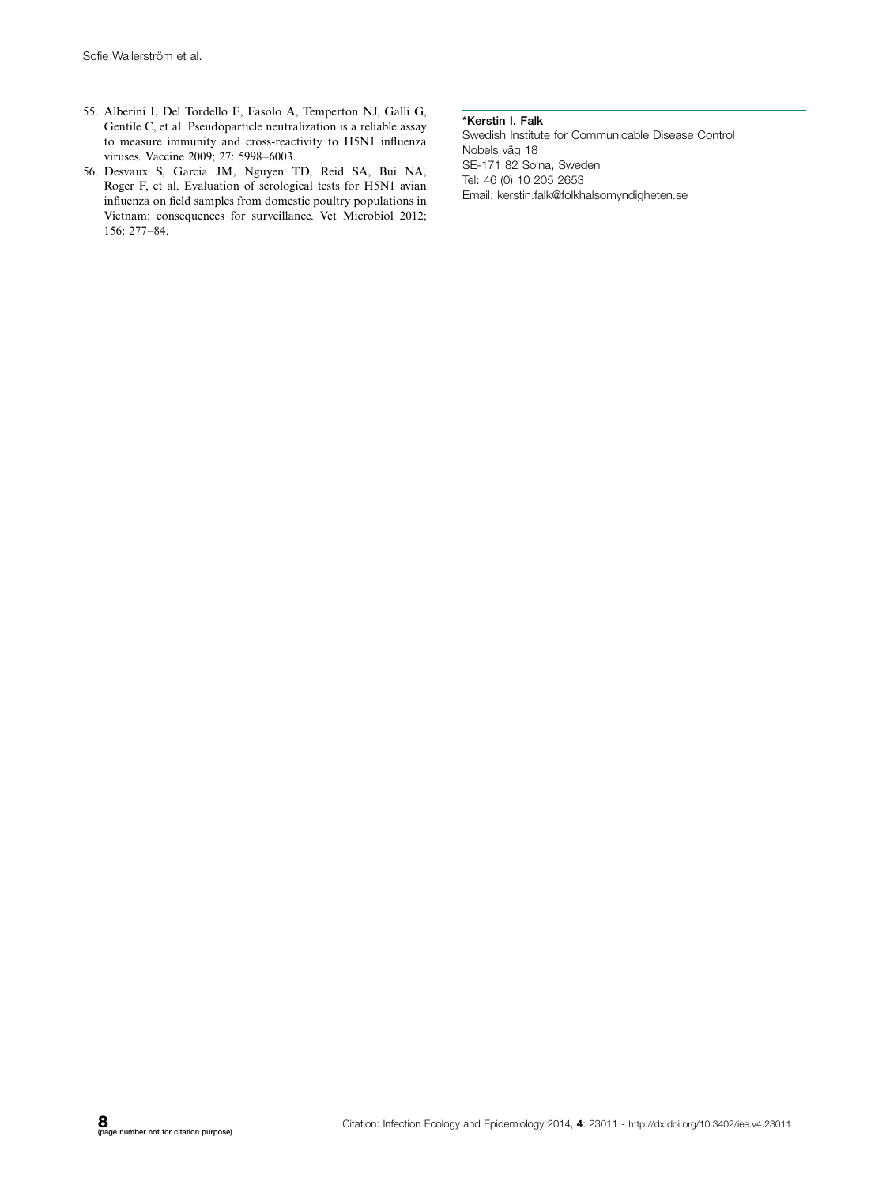55. Alberini I, Del Tordello E, Fasolo A, Temperton NJ, Galli G, Gentile C, et al. Pseudoparticle neutralization is a reliable assay to measure immunity and cross-reactivity to H5N1 influenza viruses. Vaccine 2009; 27: 5998–6003.
56. Desvaux S, Garcia JM, Nguyen TD, Reid SA, Bui NA, Roger F, et al. Evaluation of serological tests for H5N1 avian influenza on field samples from domestic poultry populations in Vietnam: consequences for surveillance. Vet Microbiol 2012; 156: 277–84.

---

**\*Kerstin I. Falk**
Swedish Institute for Communicable Disease Control
Nobels väg 18
SE-171 82 Solna, Sweden
Tel: 46 (0) 10 205 2653
Email: kerstin.falk@folkhalsomyndigheten.se